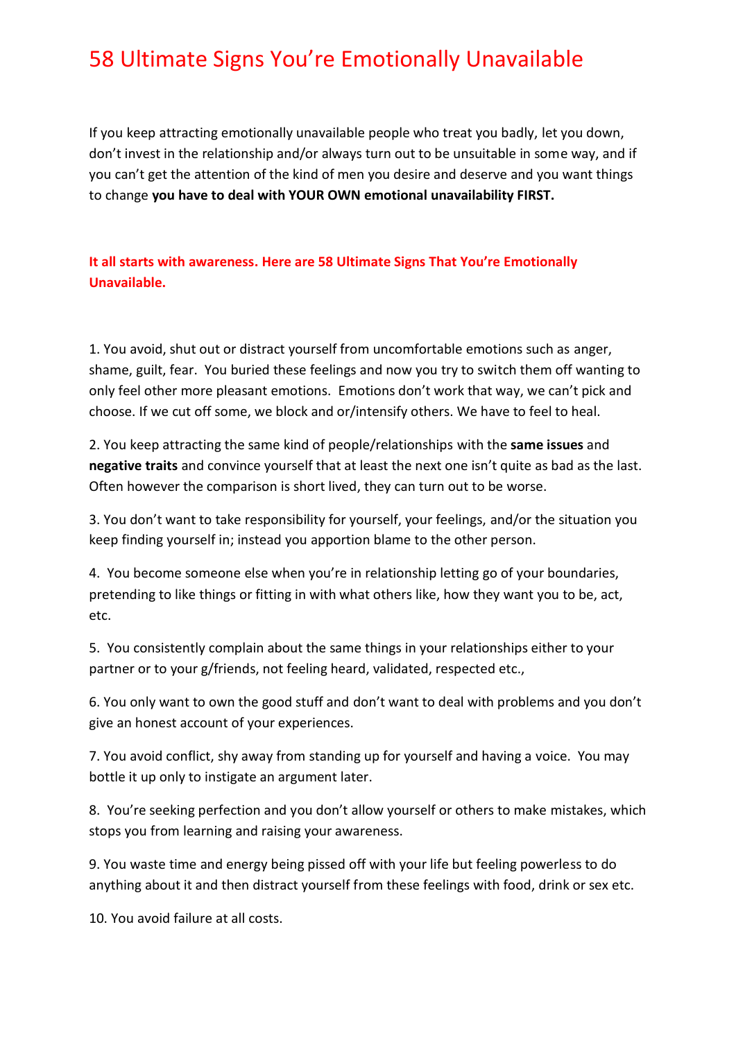# 58 Ultimate Signs You're Emotionally Unavailable

If you keep attracting emotionally unavailable people who treat you badly, let you down, don't invest in the relationship and/or always turn out to be unsuitable in some way, and if you can't get the attention of the kind of men you desire and deserve and you want things to change **you have to deal with YOUR OWN emotional unavailability FIRST.**

**It all starts with awareness. Here are 58 Ultimate Signs That You're Emotionally Unavailable.**

1. You avoid, shut out or distract yourself from uncomfortable emotions such as anger, shame, guilt, fear. You buried these feelings and now you try to switch them off wanting to only feel other more pleasant emotions. Emotions don't work that way, we can't pick and choose. If we cut off some, we block and or/intensify others. We have to feel to heal.

2. You keep attracting the same kind of people/relationships with the **same issues** and **negative traits** and convince yourself that at least the next one isn't quite as bad as the last. Often however the comparison is short lived, they can turn out to be worse.

3. You don't want to take responsibility for yourself, your feelings, and/or the situation you keep finding yourself in; instead you apportion blame to the other person.

4. You become someone else when you're in relationship letting go of your boundaries, pretending to like things or fitting in with what others like, how they want you to be, act, etc.

5. You consistently complain about the same things in your relationships either to your partner or to your g/friends, not feeling heard, validated, respected etc.,

6. You only want to own the good stuff and don't want to deal with problems and you don't give an honest account of your experiences.

7. You avoid conflict, shy away from standing up for yourself and having a voice. You may bottle it up only to instigate an argument later.

8. You're seeking perfection and you don't allow yourself or others to make mistakes, which stops you from learning and raising your awareness.

9. You waste time and energy being pissed off with your life but feeling powerless to do anything about it and then distract yourself from these feelings with food, drink or sex etc.

10. You avoid failure at all costs.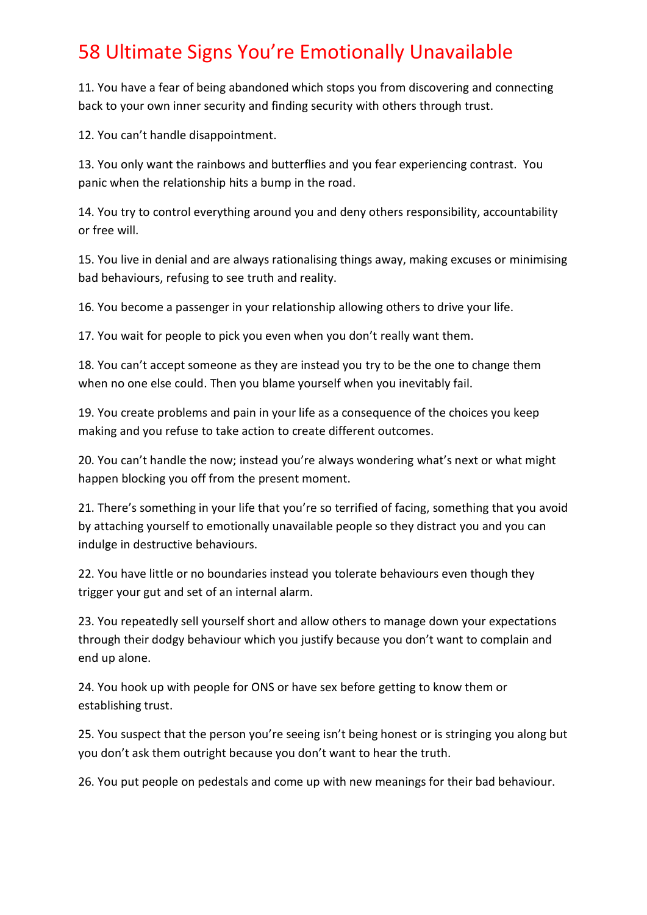# 58 Ultimate Signs You're Emotionally Unavailable

11. You have a fear of being abandoned which stops you from discovering and connecting back to your own inner security and finding security with others through trust.

12. You can't handle disappointment.

13. You only want the rainbows and butterflies and you fear experiencing contrast. You panic when the relationship hits a bump in the road.

14. You try to control everything around you and deny others responsibility, accountability or free will.

15. You live in denial and are always rationalising things away, making excuses or minimising bad behaviours, refusing to see truth and reality.

16. You become a passenger in your relationship allowing others to drive your life.

17. You wait for people to pick you even when you don't really want them.

18. You can't accept someone as they are instead you try to be the one to change them when no one else could. Then you blame yourself when you inevitably fail.

19. You create problems and pain in your life as a consequence of the choices you keep making and you refuse to take action to create different outcomes.

20. You can't handle the now; instead you're always wondering what's next or what might happen blocking you off from the present moment.

21. There's something in your life that you're so terrified of facing, something that you avoid by attaching yourself to emotionally unavailable people so they distract you and you can indulge in destructive behaviours.

22. You have little or no boundaries instead you tolerate behaviours even though they trigger your gut and set of an internal alarm.

23. You repeatedly sell yourself short and allow others to manage down your expectations through their dodgy behaviour which you justify because you don't want to complain and end up alone.

24. You hook up with people for ONS or have sex before getting to know them or establishing trust.

25. You suspect that the person you're seeing isn't being honest or is stringing you along but you don't ask them outright because you don't want to hear the truth.

26. You put people on pedestals and come up with new meanings for their bad behaviour.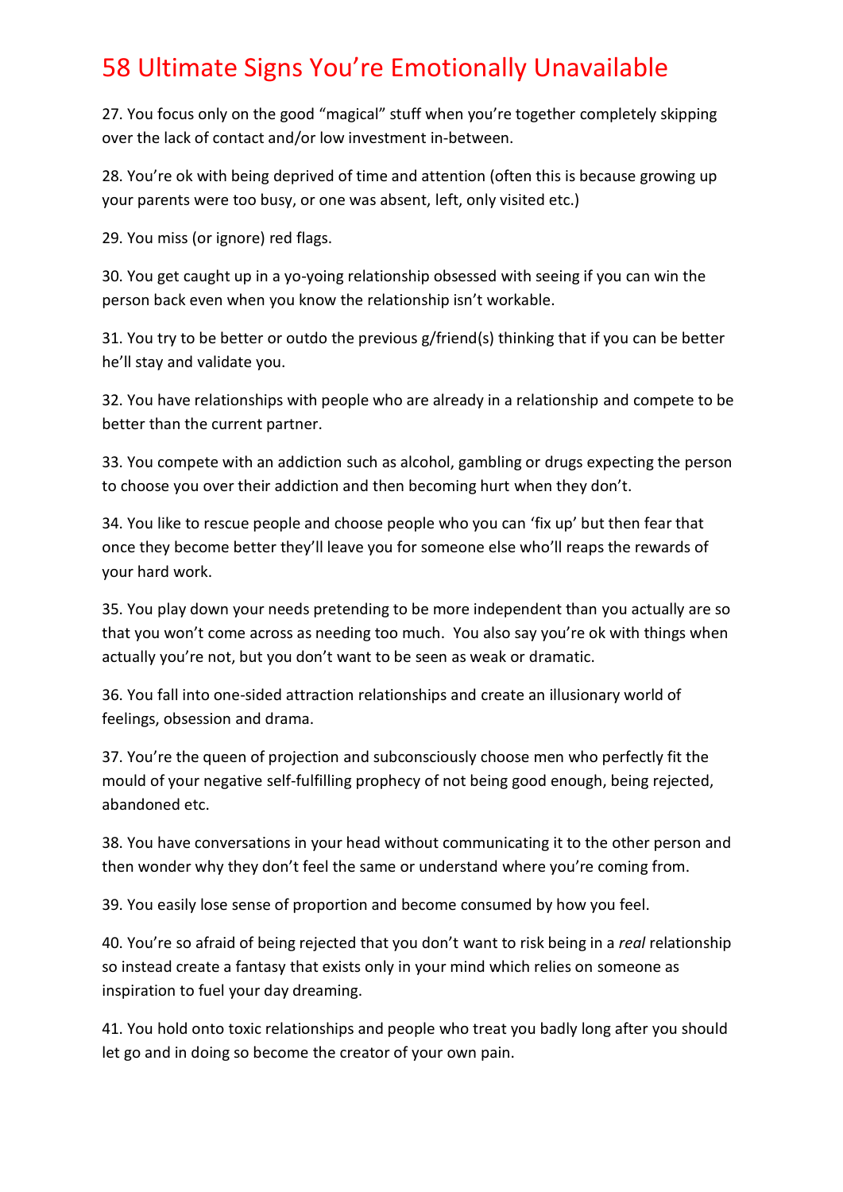# 58 Ultimate Signs You're Emotionally Unavailable

27. You focus only on the good "magical" stuff when you're together completely skipping over the lack of contact and/or low investment in-between.

28. You're ok with being deprived of time and attention (often this is because growing up your parents were too busy, or one was absent, left, only visited etc.)

29. You miss (or ignore) red flags.

30. You get caught up in a yo-yoing relationship obsessed with seeing if you can win the person back even when you know the relationship isn't workable.

31. You try to be better or outdo the previous g/friend(s) thinking that if you can be better he'll stay and validate you.

32. You have relationships with people who are already in a relationship and compete to be better than the current partner.

33. You compete with an addiction such as alcohol, gambling or drugs expecting the person to choose you over their addiction and then becoming hurt when they don't.

34. You like to rescue people and choose people who you can 'fix up' but then fear that once they become better they'll leave you for someone else who'll reaps the rewards of your hard work.

35. You play down your needs pretending to be more independent than you actually are so that you won't come across as needing too much. You also say you're ok with things when actually you're not, but you don't want to be seen as weak or dramatic.

36. You fall into one-sided attraction relationships and create an illusionary world of feelings, obsession and drama.

37. You're the queen of projection and subconsciously choose men who perfectly fit the mould of your negative self-fulfilling prophecy of not being good enough, being rejected, abandoned etc.

38. You have conversations in your head without communicating it to the other person and then wonder why they don't feel the same or understand where you're coming from.

39. You easily lose sense of proportion and become consumed by how you feel.

40. You're so afraid of being rejected that you don't want to risk being in a *real* relationship so instead create a fantasy that exists only in your mind which relies on someone as inspiration to fuel your day dreaming.

41. You hold onto toxic relationships and people who treat you badly long after you should let go and in doing so become the creator of your own pain.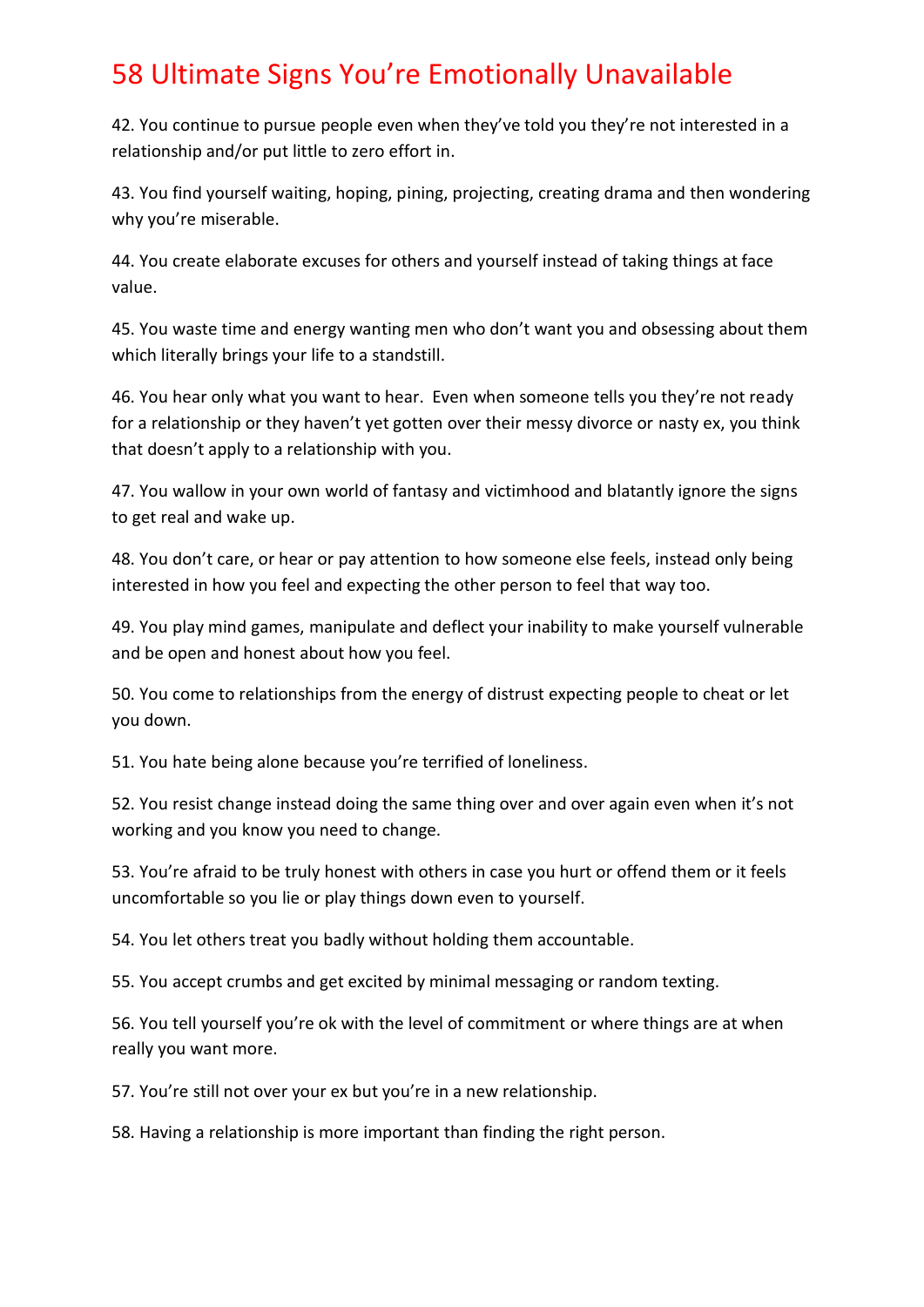# 58 Ultimate Signs You're Emotionally Unavailable

42. You continue to pursue people even when they've told you they're not interested in a relationship and/or put little to zero effort in.

43. You find yourself waiting, hoping, pining, projecting, creating drama and then wondering why you're miserable.

44. You create elaborate excuses for others and yourself instead of taking things at face value.

45. You waste time and energy wanting men who don't want you and obsessing about them which literally brings your life to a standstill.

46. You hear only what you want to hear. Even when someone tells you they're not ready for a relationship or they haven't yet gotten over their messy divorce or nasty ex, you think that doesn't apply to a relationship with you.

47. You wallow in your own world of fantasy and victimhood and blatantly ignore the signs to get real and wake up.

48. You don't care, or hear or pay attention to how someone else feels, instead only being interested in how you feel and expecting the other person to feel that way too.

49. You play mind games, manipulate and deflect your inability to make yourself vulnerable and be open and honest about how you feel.

50. You come to relationships from the energy of distrust expecting people to cheat or let you down.

51. You hate being alone because you're terrified of loneliness.

52. You resist change instead doing the same thing over and over again even when it's not working and you know you need to change.

53. You're afraid to be truly honest with others in case you hurt or offend them or it feels uncomfortable so you lie or play things down even to yourself.

54. You let others treat you badly without holding them accountable.

55. You accept crumbs and get excited by minimal messaging or random texting.

56. You tell yourself you're ok with the level of commitment or where things are at when really you want more.

57. You're still not over your ex but you're in a new relationship.

58. Having a relationship is more important than finding the right person.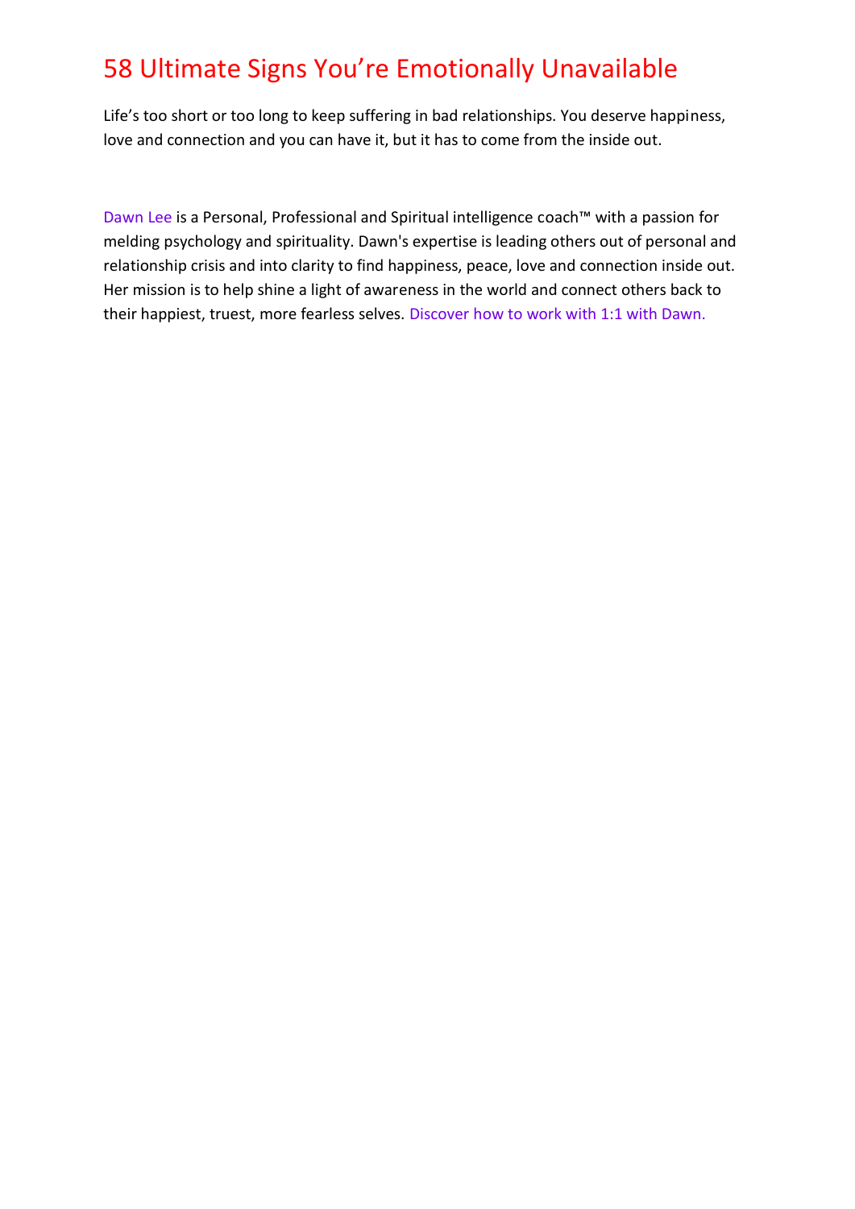# 58 Ultimate Signs You're Emotionally Unavailable

Life's too short or too long to keep suffering in bad relationships. You deserve happiness, love and connection and you can have it, but it has to come from the inside out.

Dawn Lee is a Personal, Professional and Spiritual intelligence coach™ with a passion for melding psychology and spirituality. Dawn's expertise is leading others out of personal and relationship crisis and into clarity to find happiness, peace, love and connection inside out. Her mission is to help shine a light of awareness in the world and connect others back to their happiest, truest, more fearless selves. Discover how to work with 1:1 with Dawn.